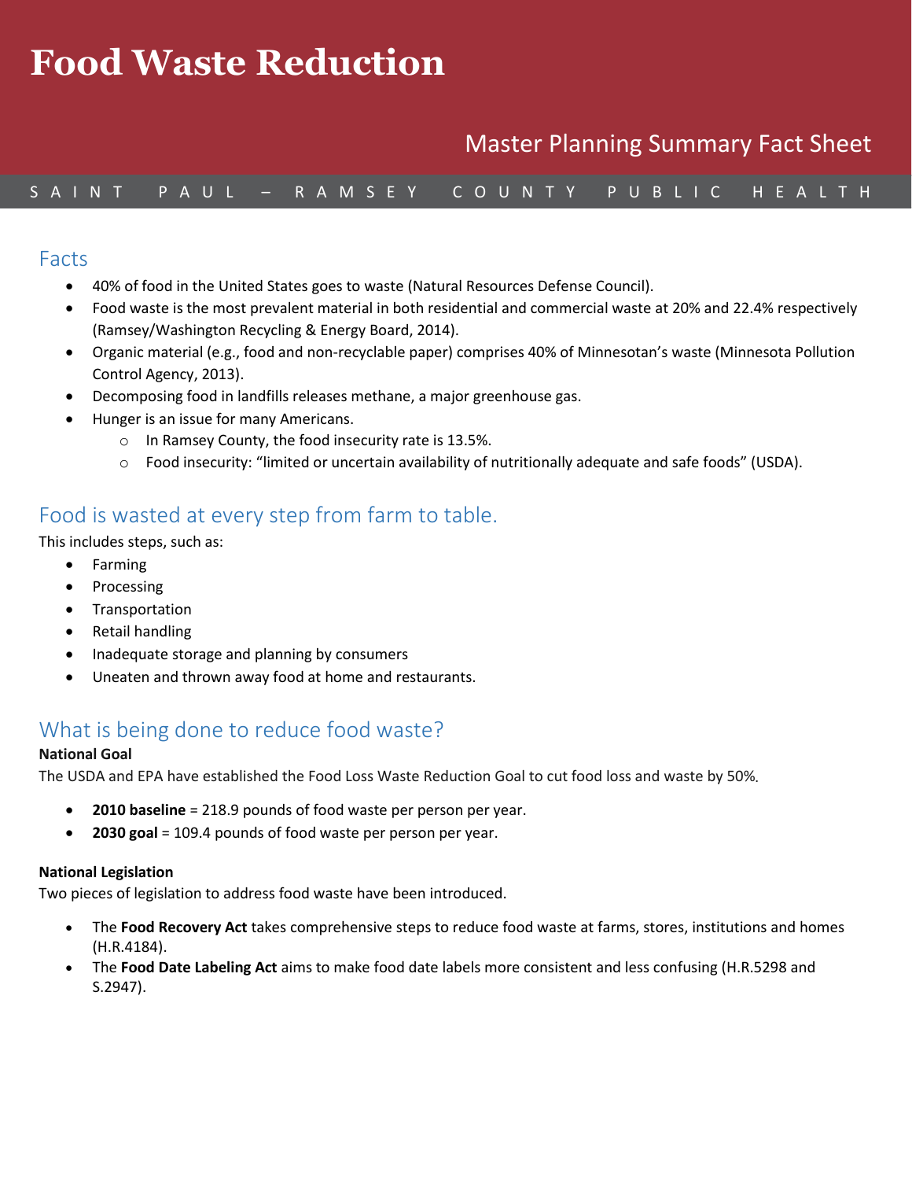# Food Waste Reduction

Master Planning Summary Fact Sheet

SAINT PAUL – RAMSEY COUNTY PUBLIC HEALTH

## Facts

- 40% of food in the United States goes to waste (Natural Resources Defense Council).
- Food waste is the most prevalent material in both residential and commercial waste at 20% and 22.4% respectively (Ramsey/Washington Recycling & Energy Board, 2014).
- Organic material (e.g., food and non-recyclable paper) comprises 40% of Minnesotan's waste (Minnesota Pollution Control Agency, 2013).
- Decomposing food in landfills releases methane, a major greenhouse gas.
- Hunger is an issue for many Americans.
  - In Ramsey County, the food insecurity rate is 13.5%.
  - Food insecurity: "limited or uncertain availability of nutritionally adequate and safe foods" (USDA).

## Food is wasted at every step from farm to table.

This includes steps, such as:

- Farming
- Processing
- Transportation
- Retail handling
- Inadequate storage and planning by consumers
- Uneaten and thrown away food at home and restaurants.

## What is being done to reduce food waste?

**National Goal**

The USDA and EPA have established the Food Loss Waste Reduction Goal to cut food loss and waste by 50%.

- **2010 baseline** = 218.9 pounds of food waste per person per year.
- **2030 goal** = 109.4 pounds of food waste per person per year.

**National Legislation**

Two pieces of legislation to address food waste have been introduced.

- The **Food Recovery Act** takes comprehensive steps to reduce food waste at farms, stores, institutions and homes (H.R.4184).
- The **Food Date Labeling Act** aims to make food date labels more consistent and less confusing (H.R.5298 and S.2947).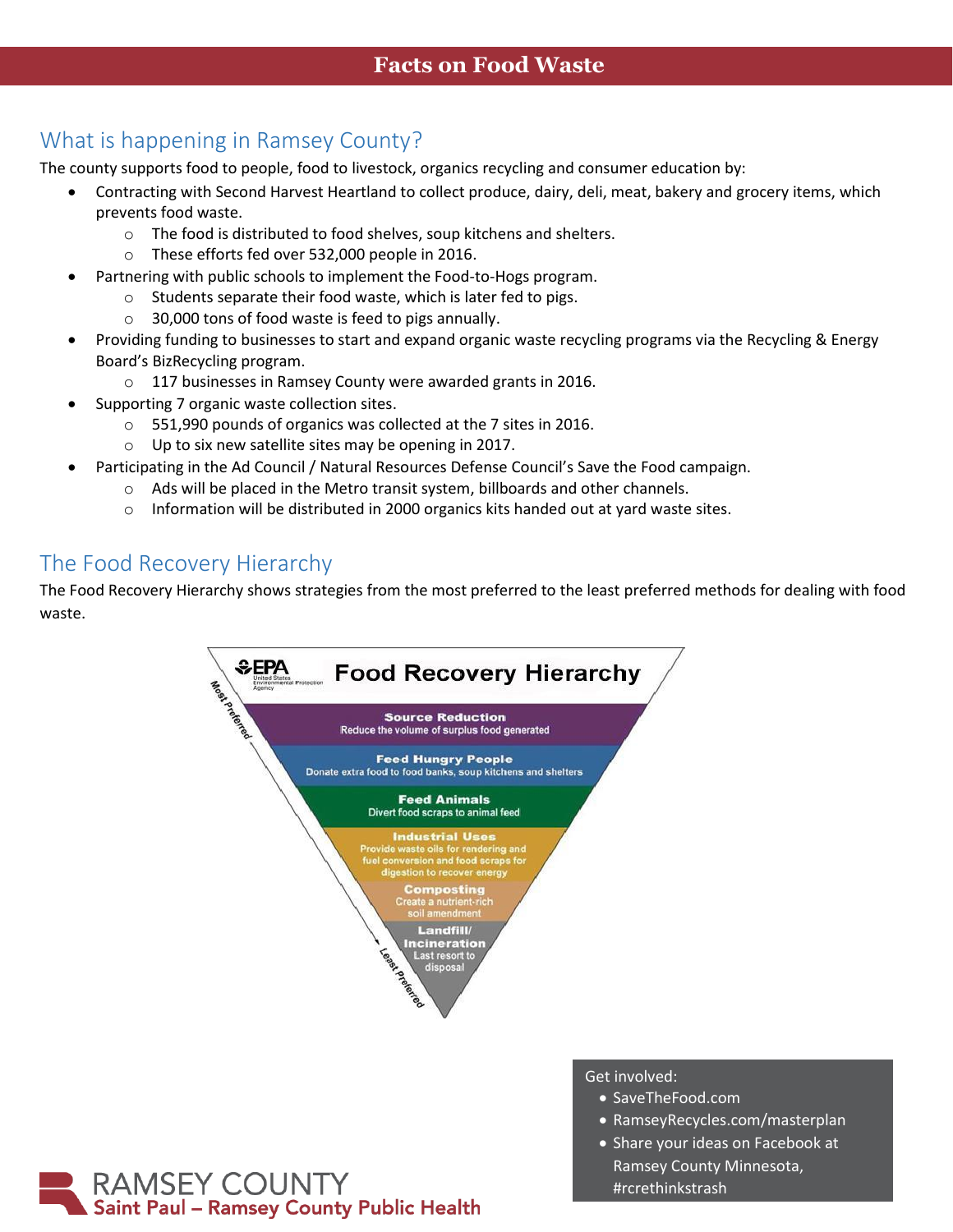# Facts on Food Waste

## What is happening in Ramsey County?

The county supports food to people, food to livestock, organics recycling and consumer education by:

- Contracting with Second Harvest Heartland to collect produce, dairy, deli, meat, bakery and grocery items, which prevents food waste.
    - The food is distributed to food shelves, soup kitchens and shelters.
    - These efforts fed over 532,000 people in 2016.
- Partnering with public schools to implement the Food-to-Hogs program.
    - Students separate their food waste, which is later fed to pigs.
    - 30,000 tons of food waste is feed to pigs annually.
- Providing funding to businesses to start and expand organic waste recycling programs via the Recycling & Energy Board's BizRecycling program.
    - 117 businesses in Ramsey County were awarded grants in 2016.
- Supporting 7 organic waste collection sites.
    - 551,990 pounds of organics was collected at the 7 sites in 2016.
    - Up to six new satellite sites may be opening in 2017.
- Participating in the Ad Council / Natural Resources Defense Council's Save the Food campaign.
    - Ads will be placed in the Metro transit system, billboards and other channels.
    - Information will be distributed in 2000 organics kits handed out at yard waste sites.

## The Food Recovery Hierarchy

The Food Recovery Hierarchy shows strategies from the most preferred to the least preferred methods for dealing with food waste.

EPA United States Environmental Protection Agency

Food Recovery Hierarchy

Most Preferred

Source Reduction
Reduce the volume of surplus food generated

Feed Hungry People
Donate extra food to food banks, soup kitchens and shelters

Feed Animals
Divert food scraps to animal feed

Industrial Uses
Provide waste oils for rendering and fuel conversion and food scraps for digestion to recover energy

Composting
Create a nutrient-rich soil amendment

Landfill/ Incineration
Last resort to disposal

Least Preferred

Get involved:

- SaveTheFood.com
- RamseyRecycles.com/masterplan
- Share your ideas on Facebook at Ramsey County Minnesota, #rcrethinkstrash

RAMSEY COUNTY
Saint Paul – Ramsey County Public Health